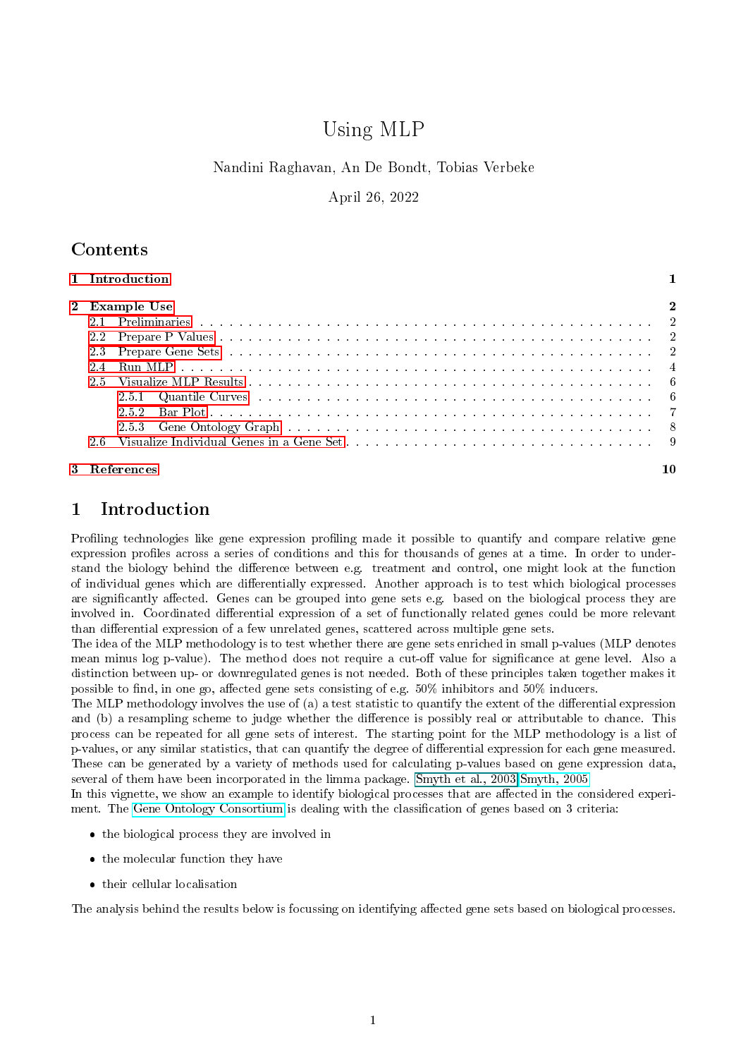# Using MLP

Nandini Raghavan, An De Bondt, Tobias Verbeke

April 26, 2022

## Contents

- 1 Introduction — 1
- 2 Example Use — 2
  - 2.1 Preliminaries — 2
  - 2.2 Prepare P Values — 2
  - 2.3 Prepare Gene Sets — 2
  - 2.4 Run MLP — 4
  - 2.5 Visualize MLP Results — 6
    - 2.5.1 Quantile Curves — 6
    - 2.5.2 Bar Plot — 7
    - 2.5.3 Gene Ontology Graph — 8
  - 2.6 Visualize Individual Genes in a Gene Set — 9
- 3 References — 10

## 1 Introduction

Profiling technologies like gene expression profiling made it possible to quantify and compare relative gene expression profiles across a series of conditions and this for thousands of genes at a time. In order to understand the biology behind the difference between e.g. treatment and control, one might look at the function of individual genes which are differentially expressed. Another approach is to test which biological processes are significantly affected. Genes can be grouped into gene sets e.g. based on the biological process they are involved in. Coordinated differential expression of a set of functionally related genes could be more relevant than differential expression of a few unrelated genes, scattered across multiple gene sets.

The idea of the MLP methodology is to test whether there are gene sets enriched in small p-values (MLP denotes mean minus log p-value). The method does not require a cut-off value for significance at gene level. Also a distinction between up- or downregulated genes is not needed. Both of these principles taken together makes it possible to find, in one go, affected gene sets consisting of e.g. 50% inhibitors and 50% inducers.

The MLP methodology involves the use of (a) a test statistic to quantify the extent of the differential expression and (b) a resampling scheme to judge whether the difference is possibly real or attributable to chance. This process can be repeated for all gene sets of interest. The starting point for the MLP methodology is a list of p-values, or any similar statistics, that can quantify the degree of differential expression for each gene measured. These can be generated by a variety of methods used for calculating p-values based on gene expression data, several of them have been incorporated in the limma package. Smyth et al., 2003 Smyth, 2005

In this vignette, we show an example to identify biological processes that are affected in the considered experiment. The Gene Ontology Consortium is dealing with the classification of genes based on 3 criteria:

- the biological process they are involved in
- the molecular function they have
- their cellular localisation

The analysis behind the results below is focussing on identifying affected gene sets based on biological processes.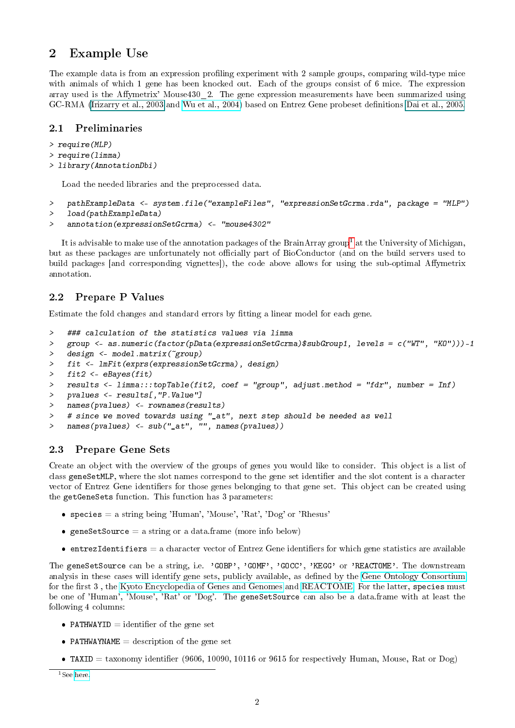## 2 Example Use

The example data is from an expression profiling experiment with 2 sample groups, comparing wild-type mice with animals of which 1 gene has been knocked out. Each of the groups consist of 6 mice. The expression array used is the Affymetrix' Mouse430_2. The gene expression measurements have been summarized using GC-RMA (Irizarry et al., 2003 and Wu et al., 2004) based on Entrez Gene probeset definitions Dai et al., 2005.

### 2.1 Preliminaries

```
> require(MLP)
> require(limma)
> library(AnnotationDbi)
```

Load the needed libraries and the preprocessed data.

```
>   pathExampleData <- system.file("exampleFiles", "expressionSetGcrma.rda", package = "MLP")
>   load(pathExampleData)
>   annotation(expressionSetGcrma) <- "mouse4302"
```

It is advisable to make use of the annotation packages of the BrainArray group[1] at the University of Michigan, but as these packages are unfortunately not officially part of BioConductor (and on the build servers used to build packages [and corresponding vignettes]), the code above allows for using the sub-optimal Affymetrix annotation.

### 2.2 Prepare P Values

Estimate the fold changes and standard errors by fitting a linear model for each gene.

```
>   ### calculation of the statistics values via limma
>   group <- as.numeric(factor(pData(expressionSetGcrma)$subGroup1, levels = c("WT", "KO")))-1
>   design <- model.matrix(~group)
>   fit <- lmFit(exprs(expressionSetGcrma), design)
>   fit2 <- eBayes(fit)
>   results <- limma:::topTable(fit2, coef = "group", adjust.method = "fdr", number = Inf)
>   pvalues <- results[,"P.Value"]
>   names(pvalues) <- rownames(results)
>   # since we moved towards using "_at", next step should be needed as well
>   names(pvalues) <- sub("_at", "", names(pvalues))
```

### 2.3 Prepare Gene Sets

Create an object with the overview of the groups of genes you would like to consider. This object is a list of class `geneSetMLP`, where the slot names correspond to the gene set identifier and the slot content is a character vector of Entrez Gene identifiers for those genes belonging to that gene set. This object can be created using the `getGeneSets` function. This function has 3 parameters:

- `species` = a string being 'Human', 'Mouse', 'Rat', 'Dog' or 'Rhesus'
- `geneSetSource` = a string or a data.frame (more info below)
- `entrezIdentifiers` = a character vector of Entrez Gene identifiers for which gene statistics are available

The `geneSetSource` can be a string, i.e. 'GOBP', 'GOMF', 'GOCC', 'KEGG' or 'REACTOME'. The downstream analysis in these cases will identify gene sets, publicly available, as defined by the Gene Ontology Consortium for the first 3 , the Kyoto Encyclopedia of Genes and Genomes and REACTOME. For the latter, `species` must be one of 'Human', 'Mouse', 'Rat' or 'Dog'. The `geneSetSource` can also be a data.frame with at least the following 4 columns:

- `PATHWAYID` = identifier of the gene set
- `PATHWAYNAME` = description of the gene set
- `TAXID` = taxonomy identifier (9606, 10090, 10116 or 9615 for respectively Human, Mouse, Rat or Dog)

[1] See here.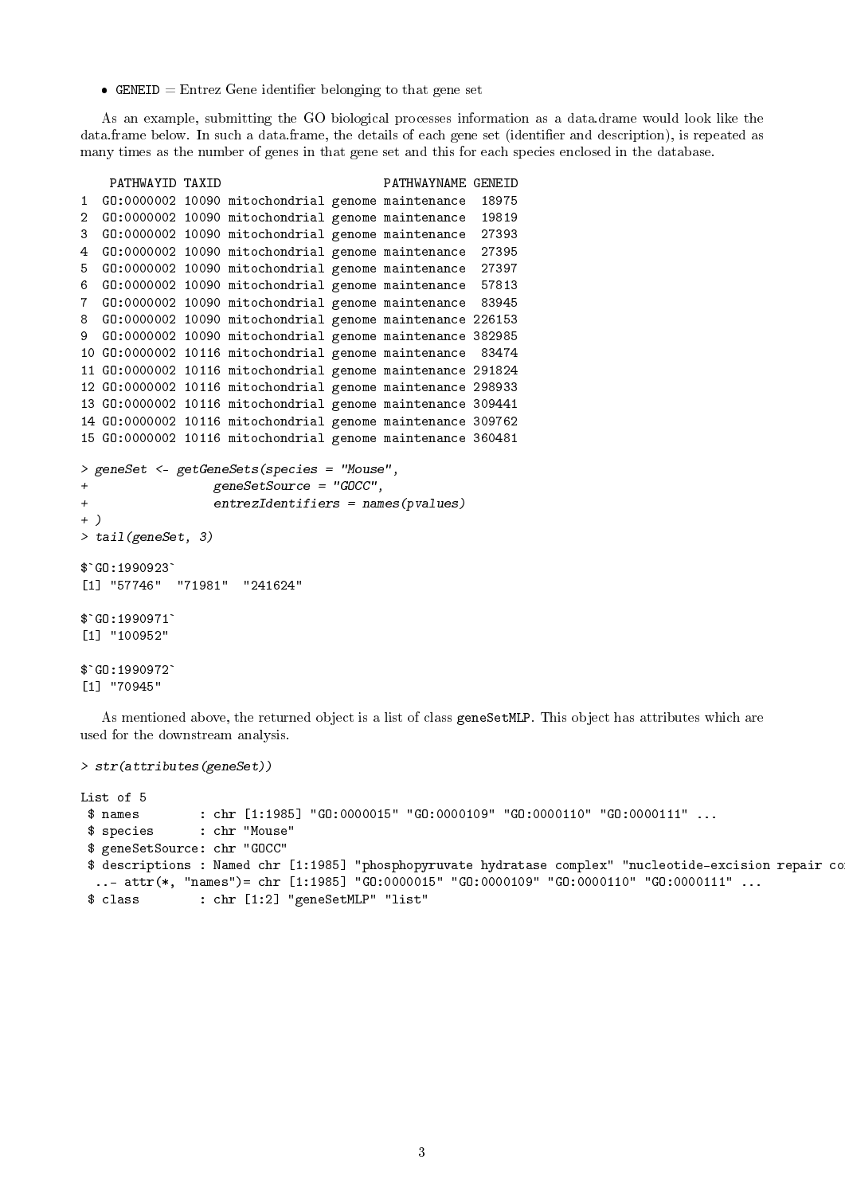- `GENEID` = Entrez Gene identifier belonging to that gene set

As an example, submitting the GO biological processes information as a data.drame would look like the data.frame below. In such a data.frame, the details of each gene set (identifier and description), is repeated as many times as the number of genes in that gene set and this for each species enclosed in the database.

```
    PATHWAYID TAXID                      PATHWAYNAME GENEID
1  GO:0000002 10090 mitochondrial genome maintenance  18975
2  GO:0000002 10090 mitochondrial genome maintenance  19819
3  GO:0000002 10090 mitochondrial genome maintenance  27393
4  GO:0000002 10090 mitochondrial genome maintenance  27395
5  GO:0000002 10090 mitochondrial genome maintenance  27397
6  GO:0000002 10090 mitochondrial genome maintenance  57813
7  GO:0000002 10090 mitochondrial genome maintenance  83945
8  GO:0000002 10090 mitochondrial genome maintenance 226153
9  GO:0000002 10090 mitochondrial genome maintenance 382985
10 GO:0000002 10116 mitochondrial genome maintenance  83474
11 GO:0000002 10116 mitochondrial genome maintenance 291824
12 GO:0000002 10116 mitochondrial genome maintenance 298933
13 GO:0000002 10116 mitochondrial genome maintenance 309441
14 GO:0000002 10116 mitochondrial genome maintenance 309762
15 GO:0000002 10116 mitochondrial genome maintenance 360481
```

```
> geneSet <- getGeneSets(species = "Mouse",
+                 geneSetSource = "GOCC",
+                 entrezIdentifiers = names(pvalues)
+ )
> tail(geneSet, 3)
```

```
$`GO:1990923`
[1] "57746"  "71981"  "241624"

$`GO:1990971`
[1] "100952"

$`GO:1990972`
[1] "70945"
```

As mentioned above, the returned object is a list of class `geneSetMLP`. This object has attributes which are used for the downstream analysis.

```
> str(attributes(geneSet))
```

```
List of 5
 $ names        : chr [1:1985] "GO:0000015" "GO:0000109" "GO:0000110" "GO:0000111" ...
 $ species      : chr "Mouse"
 $ geneSetSource: chr "GOCC"
 $ descriptions : Named chr [1:1985] "phosphopyruvate hydratase complex" "nucleotide-excision repair co
  ..- attr(*, "names")= chr [1:1985] "GO:0000015" "GO:0000109" "GO:0000110" "GO:0000111" ...
 $ class        : chr [1:2] "geneSetMLP" "list"
```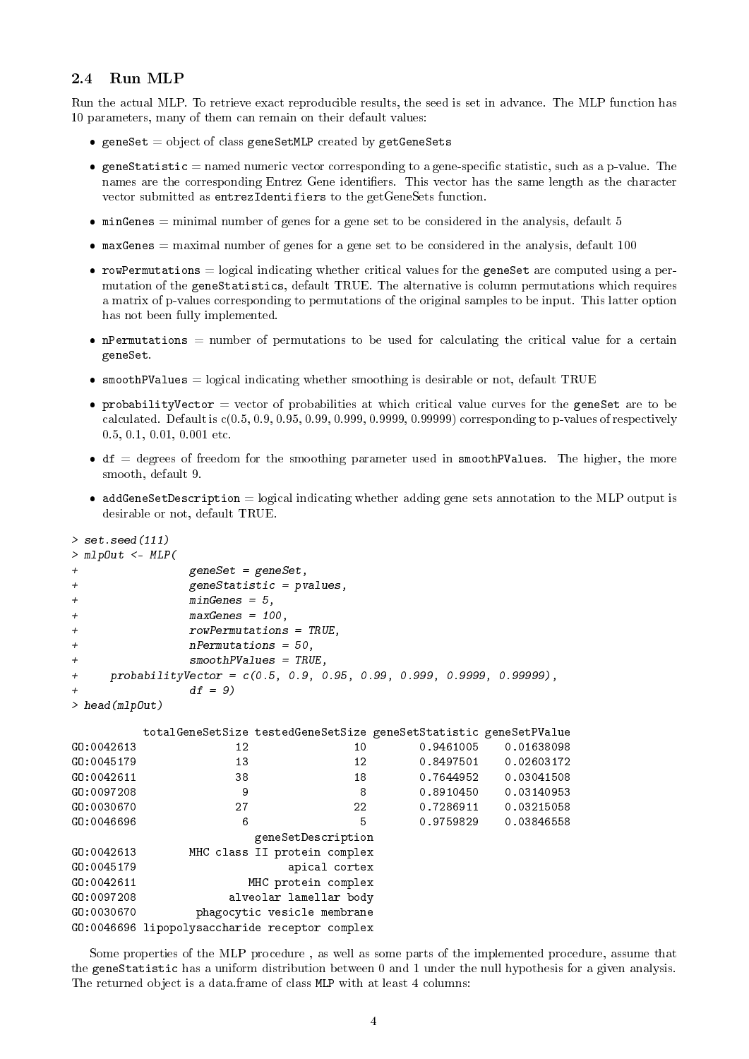### 2.4 Run MLP

Run the actual MLP. To retrieve exact reproducible results, the seed is set in advance. The MLP function has 10 parameters, many of them can remain on their default values:

- `geneSet` = object of class `geneSetMLP` created by `getGeneSets`
- `geneStatistic` = named numeric vector corresponding to a gene-specific statistic, such as a p-value. The names are the corresponding Entrez Gene identifiers. This vector has the same length as the character vector submitted as `entrezIdentifiers` to the getGeneSets function.
- `minGenes` = minimal number of genes for a gene set to be considered in the analysis, default 5
- `maxGenes` = maximal number of genes for a gene set to be considered in the analysis, default 100
- `rowPermutations` = logical indicating whether critical values for the `geneSet` are computed using a permutation of the `geneStatistics`, default TRUE. The alternative is column permutations which requires a matrix of p-values corresponding to permutations of the original samples to be input. This latter option has not been fully implemented.
- `nPermutations` = number of permutations to be used for calculating the critical value for a certain `geneSet`.
- `smoothPValues` = logical indicating whether smoothing is desirable or not, default TRUE
- `probabilityVector` = vector of probabilities at which critical value curves for the `geneSet` are to be calculated. Default is c(0.5, 0.9, 0.95, 0.99, 0.999, 0.9999, 0.99999) corresponding to p-values of respectively 0.5, 0.1, 0.01, 0.001 etc.
- `df` = degrees of freedom for the smoothing parameter used in `smoothPValues`. The higher, the more smooth, default 9.
- `addGeneSetDescription` = logical indicating whether adding gene sets annotation to the MLP output is desirable or not, default TRUE.

```
> set.seed(111)
> mlpOut <- MLP(
+               geneSet = geneSet,
+               geneStatistic = pvalues,
+               minGenes = 5,
+               maxGenes = 100,
+               rowPermutations = TRUE,
+               nPermutations = 50,
+               smoothPValues = TRUE,
+     probabilityVector = c(0.5, 0.9, 0.95, 0.99, 0.999, 0.9999, 0.99999),
+               df = 9)
> head(mlpOut)
```

```
           totalGeneSetSize testedGeneSetSize geneSetStatistic geneSetPValue
GO:0042613               12                10        0.9461005    0.01638098
GO:0045179               13                12        0.8497501    0.02603172
GO:0042611               38                18        0.7644952    0.03041508
GO:0097208                9                 8        0.8910450    0.03140953
GO:0030670               27                22        0.7286911    0.03215058
GO:0046696                6                 5        0.9759829    0.03846558
                        geneSetDescription
GO:0042613        MHC class II protein complex
GO:0045179                       apical cortex
GO:0042611                 MHC protein complex
GO:0097208              alveolar lamellar body
GO:0030670          phagocytic vesicle membrane
GO:0046696 lipopolysaccharide receptor complex
```

Some properties of the MLP procedure , as well as some parts of the implemented procedure, assume that the `geneStatistic` has a uniform distribution between 0 and 1 under the null hypothesis for a given analysis. The returned object is a data.frame of class `MLP` with at least 4 columns: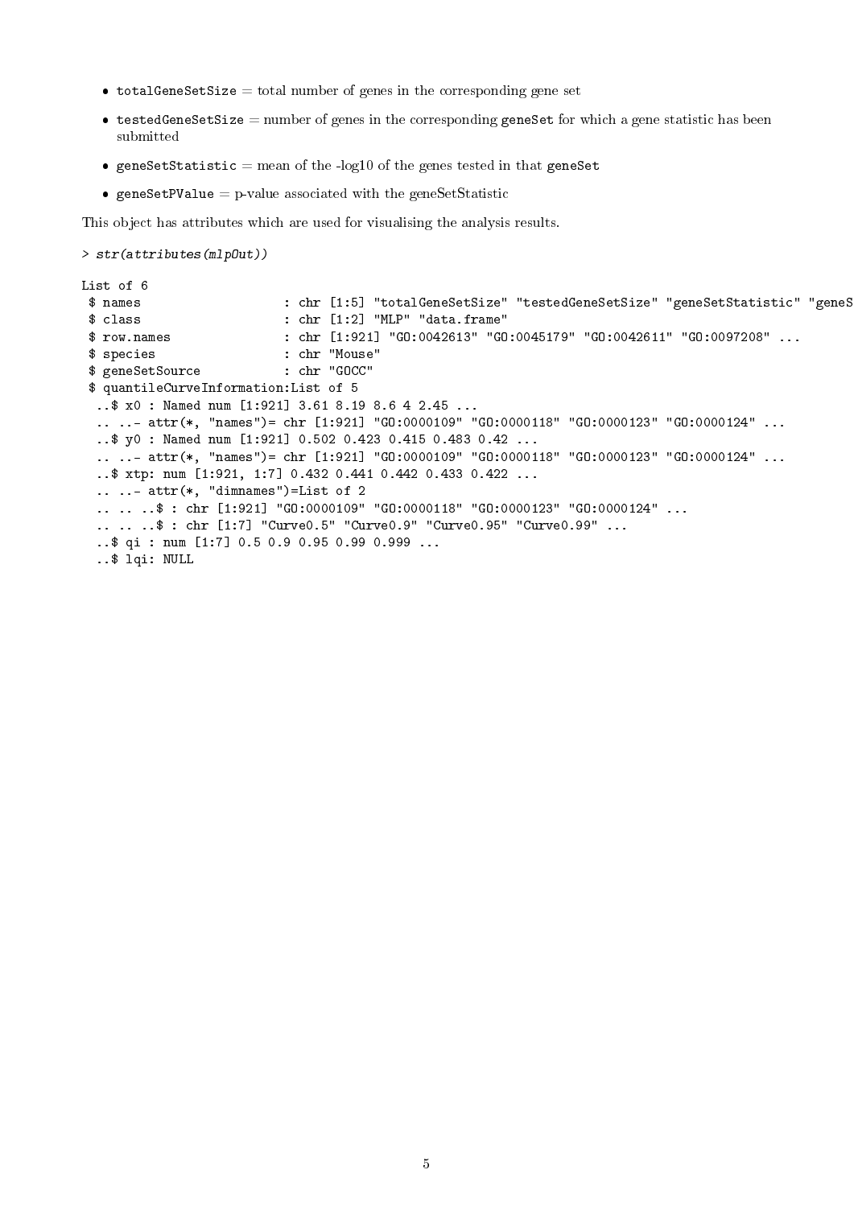- `totalGeneSetSize` = total number of genes in the corresponding gene set
- `testedGeneSetSize` = number of genes in the corresponding `geneSet` for which a gene statistic has been submitted
- `geneSetStatistic` = mean of the -log10 of the genes tested in that `geneSet`
- `geneSetPValue` = p-value associated with the geneSetStatistic

This object has attributes which are used for visualising the analysis results.

```
> str(attributes(mlpOut))

List of 6
 $ names                   : chr [1:5] "totalGeneSetSize" "testedGeneSetSize" "geneSetStatistic" "geneS
 $ class                   : chr [1:2] "MLP" "data.frame"
 $ row.names               : chr [1:921] "GO:0042613" "GO:0045179" "GO:0042611" "GO:0097208" ...
 $ species                 : chr "Mouse"
 $ geneSetSource           : chr "GOCC"
 $ quantileCurveInformation:List of 5
  ..$ x0 : Named num [1:921] 3.61 8.19 8.6 4 2.45 ...
  .. ..- attr(*, "names")= chr [1:921] "GO:0000109" "GO:0000118" "GO:0000123" "GO:0000124" ...
  ..$ y0 : Named num [1:921] 0.502 0.423 0.415 0.483 0.42 ...
  .. ..- attr(*, "names")= chr [1:921] "GO:0000109" "GO:0000118" "GO:0000123" "GO:0000124" ...
  ..$ xtp: num [1:921, 1:7] 0.432 0.441 0.442 0.433 0.422 ...
  .. ..- attr(*, "dimnames")=List of 2
  .. .. ..$ : chr [1:921] "GO:0000109" "GO:0000118" "GO:0000123" "GO:0000124" ...
  .. .. ..$ : chr [1:7] "Curve0.5" "Curve0.9" "Curve0.95" "Curve0.99" ...
  ..$ qi : num [1:7] 0.5 0.9 0.95 0.99 0.999 ...
  ..$ lqi: NULL
```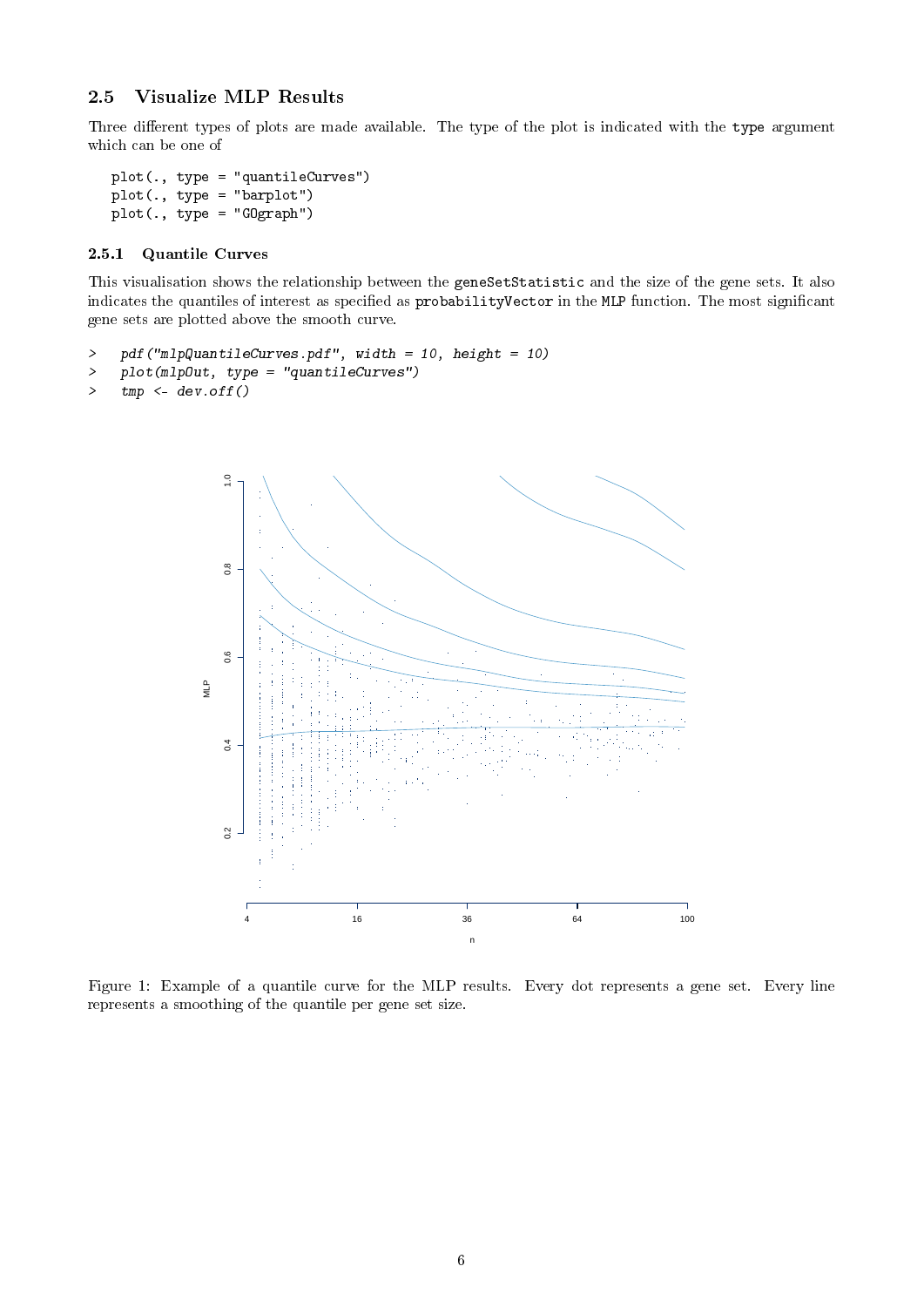## 2.5 Visualize MLP Results

Three different types of plots are made available. The type of the plot is indicated with the type argument which can be one of

```
plot(., type = "quantileCurves")
plot(., type = "barplot")
plot(., type = "GOgraph")
```

### 2.5.1 Quantile Curves

This visualisation shows the relationship between the geneSetStatistic and the size of the gene sets. It also indicates the quantiles of interest as specified as probabilityVector in the MLP function. The most significant gene sets are plotted above the smooth curve.

```
>   pdf("mlpQuantileCurves.pdf", width = 10, height = 10)
>   plot(mlpOut, type = "quantileCurves")
>   tmp <- dev.off()
```

Figure 1: Example of a quantile curve for the MLP results. Every dot represents a gene set. Every line represents a smoothing of the quantile per gene set size.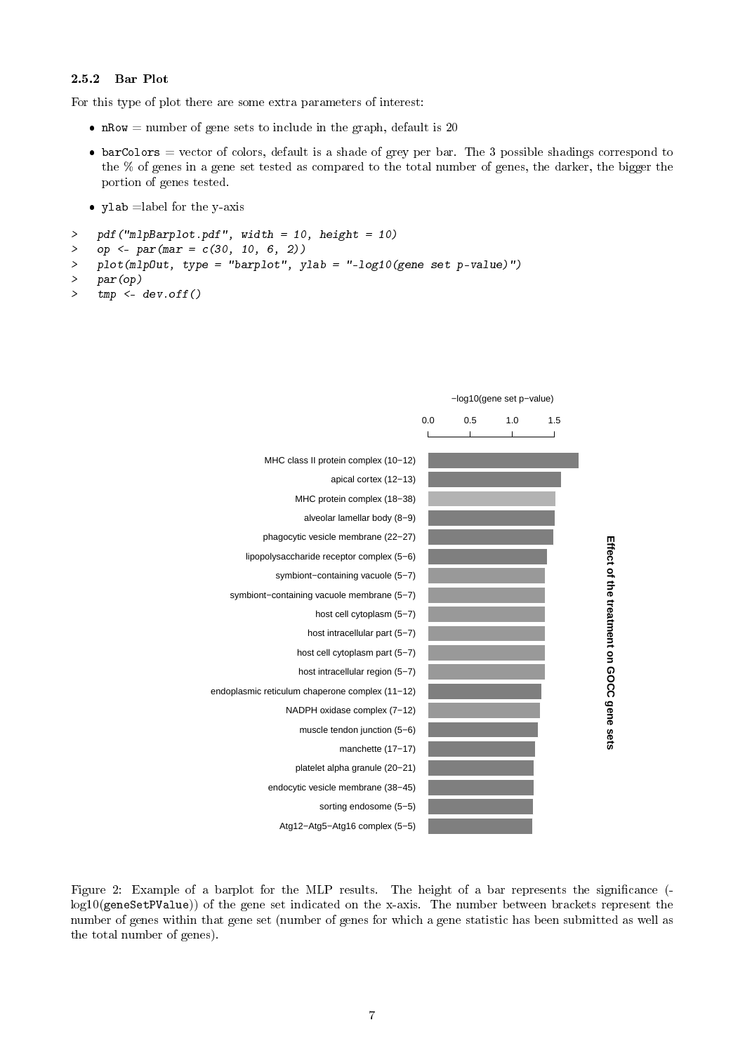### 2.5.2 Bar Plot

For this type of plot there are some extra parameters of interest:

- `nRow` = number of gene sets to include in the graph, default is 20
- `barColors` = vector of colors, default is a shade of grey per bar. The 3 possible shadings correspond to the % of genes in a gene set tested as compared to the total number of genes, the darker, the bigger the portion of genes tested.
- `ylab` =label for the y-axis

```
>   pdf("mlpBarplot.pdf", width = 10, height = 10)
>   op <- par(mar = c(30, 10, 6, 2))
>   plot(mlpOut, type = "barplot", ylab = "-log10(gene set p-value)")
>   par(op)
>   tmp <- dev.off()
```

Figure 2: Example of a barplot for the MLP results. The height of a bar represents the significance (-log10(`geneSetPValue`)) of the gene set indicated on the x-axis. The number between brackets represent the number of genes within that gene set (number of genes for which a gene statistic has been submitted as well as the total number of genes).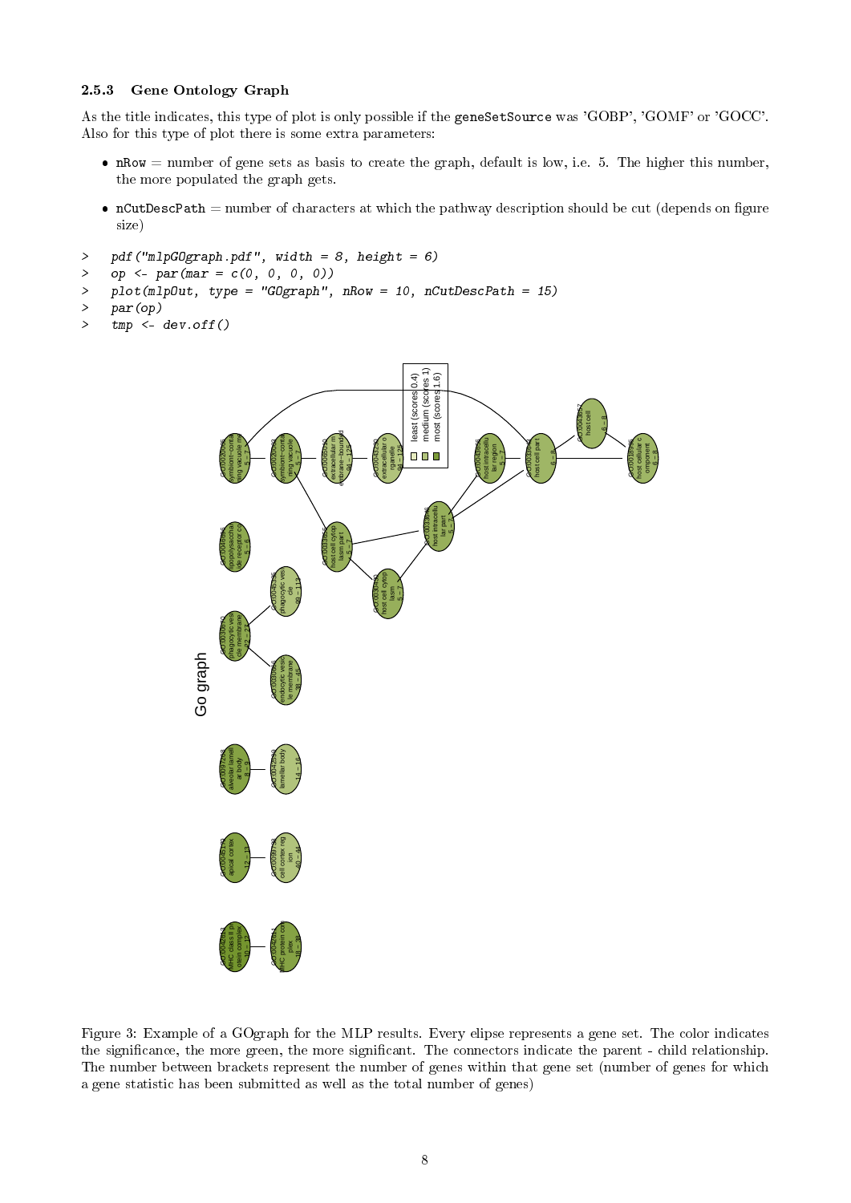### 2.5.3 Gene Ontology Graph

As the title indicates, this type of plot is only possible if the geneSetSource was 'GOBP', 'GOMF' or 'GOCC'. Also for this type of plot there is some extra parameters:

- nRow = number of gene sets as basis to create the graph, default is low, i.e. 5. The higher this number, the more populated the graph gets.
- nCutDescPath = number of characters at which the pathway description should be cut (depends on figure size)

```
>   pdf("mlpGOgraph.pdf", width = 8, height = 6)
>   op <- par(mar = c(0, 0, 0, 0))
>   plot(mlpOut, type = "GOgraph", nRow = 10, nCutDescPath = 15)
>   par(op)
>   tmp <- dev.off()
```

Figure 3: Example of a GOgraph for the MLP results. Every elipse represents a gene set. The color indicates the significance, the more green, the more significant. The connectors indicate the parent - child relationship. The number between brackets represent the number of genes within that gene set (number of genes for which a gene statistic has been submitted as well as the total number of genes)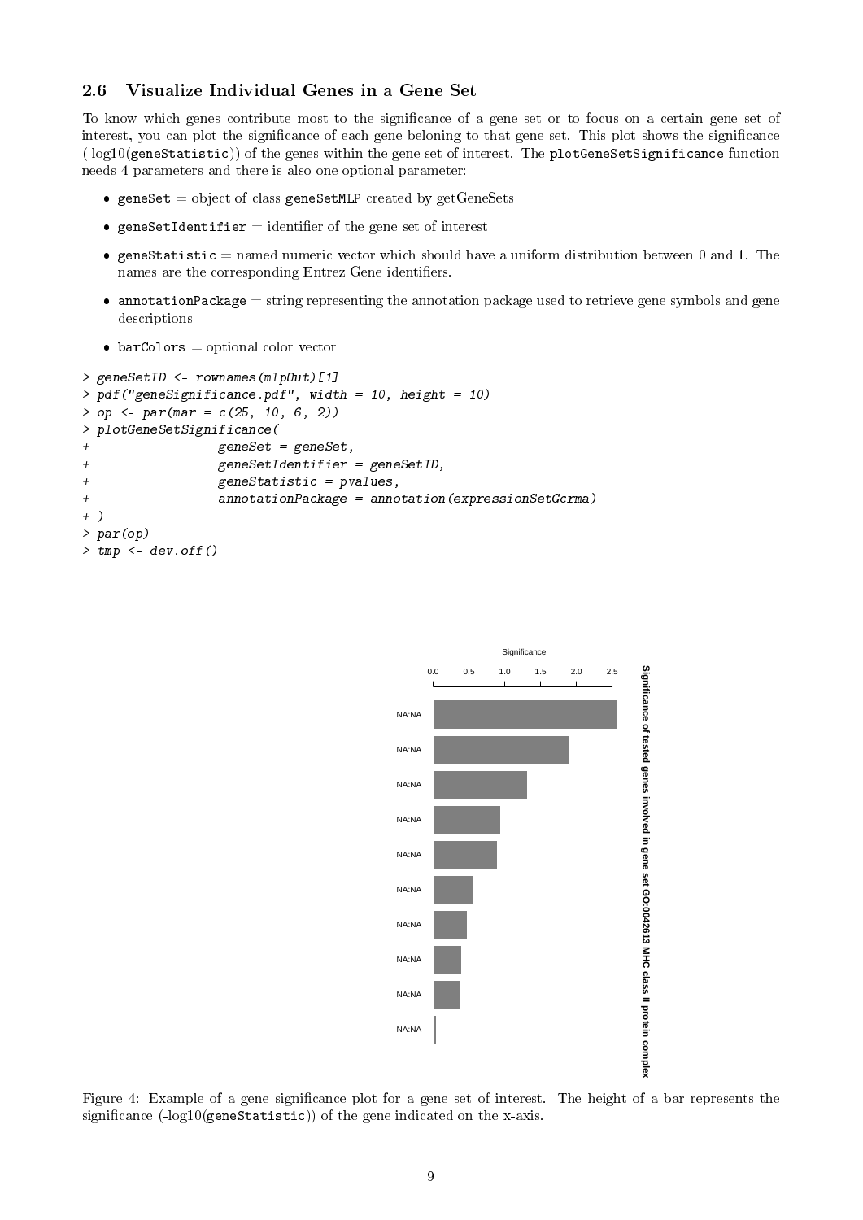### 2.6 Visualize Individual Genes in a Gene Set

To know which genes contribute most to the significance of a gene set or to focus on a certain gene set of interest, you can plot the significance of each gene beloning to that gene set. This plot shows the significance (-log10(`geneStatistic`)) of the genes within the gene set of interest. The `plotGeneSetSignificance` function needs 4 parameters and there is also one optional parameter:

- `geneSet` = object of class `geneSetMLP` created by getGeneSets
- `geneSetIdentifier` = identifier of the gene set of interest
- `geneStatistic` = named numeric vector which should have a uniform distribution between 0 and 1. The names are the corresponding Entrez Gene identifiers.
- `annotationPackage` = string representing the annotation package used to retrieve gene symbols and gene descriptions
- `barColors` = optional color vector

```
> geneSetID <- rownames(mlpOut)[1]
> pdf("geneSignificance.pdf", width = 10, height = 10)
> op <- par(mar = c(25, 10, 6, 2))
> plotGeneSetSignificance(
+                geneSet = geneSet,
+                geneSetIdentifier = geneSetID,
+                geneStatistic = pvalues,
+                annotationPackage = annotation(expressionSetGcrma)
+ )
> par(op)
> tmp <- dev.off()
```

Figure 4: Example of a gene significance plot for a gene set of interest. The height of a bar represents the significance (-log10(`geneStatistic`)) of the gene indicated on the x-axis.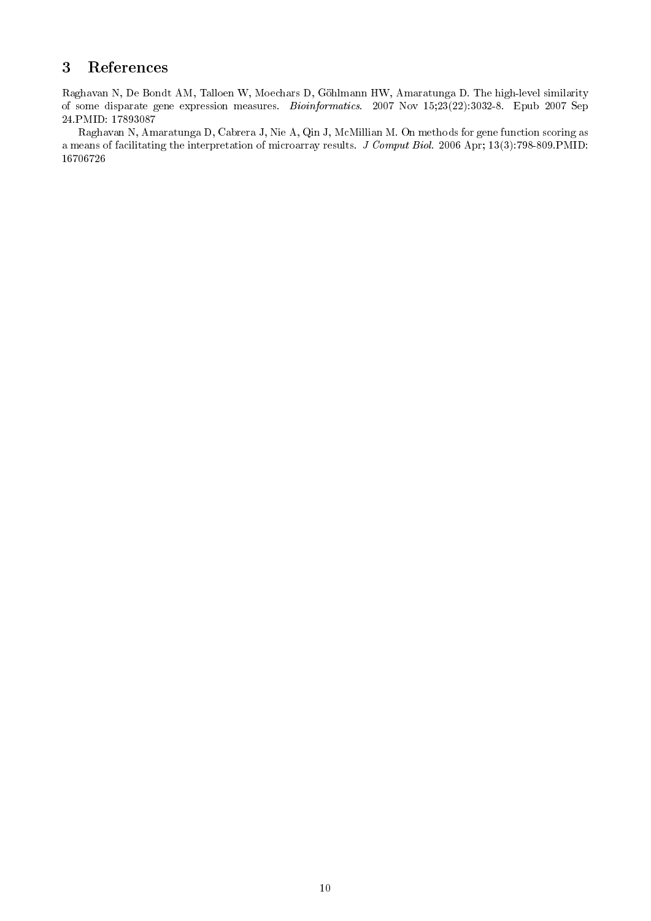## 3 References

Raghavan N, De Bondt AM, Talloen W, Moechars D, Göhlmann HW, Amaratunga D. The high-level similarity of some disparate gene expression measures. *Bioinformatics*. 2007 Nov 15;23(22):3032-8. Epub 2007 Sep 24.PMID: 17893087

Raghavan N, Amaratunga D, Cabrera J, Nie A, Qin J, McMillian M. On methods for gene function scoring as a means of facilitating the interpretation of microarray results. *J Comput Biol*. 2006 Apr; 13(3):798-809.PMID: 16706726